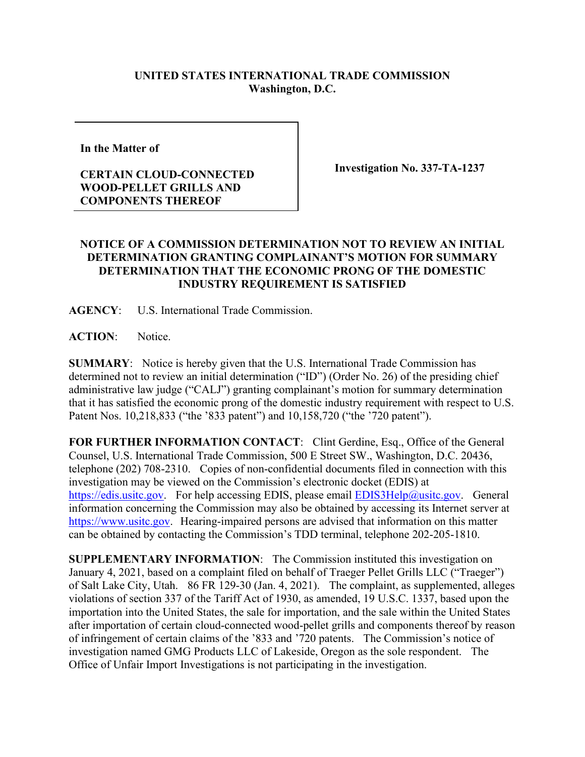**UNITED STATES INTERNATIONAL TRADE COMMISSION**
**Washington, D.C.**

**In the Matter of**

**CERTAIN CLOUD-CONNECTED WOOD-PELLET GRILLS AND COMPONENTS THEREOF**

**Investigation No. 337-TA-1237**

**NOTICE OF A COMMISSION DETERMINATION NOT TO REVIEW AN INITIAL DETERMINATION GRANTING COMPLAINANT'S MOTION FOR SUMMARY DETERMINATION THAT THE ECONOMIC PRONG OF THE DOMESTIC INDUSTRY REQUIREMENT IS SATISFIED**

**AGENCY**: U.S. International Trade Commission.

**ACTION**: Notice.

**SUMMARY**: Notice is hereby given that the U.S. International Trade Commission has determined not to review an initial determination ("ID") (Order No. 26) of the presiding chief administrative law judge ("CALJ") granting complainant's motion for summary determination that it has satisfied the economic prong of the domestic industry requirement with respect to U.S. Patent Nos. 10,218,833 ("the '833 patent") and 10,158,720 ("the '720 patent").

**FOR FURTHER INFORMATION CONTACT**: Clint Gerdine, Esq., Office of the General Counsel, U.S. International Trade Commission, 500 E Street SW., Washington, D.C. 20436, telephone (202) 708-2310. Copies of non-confidential documents filed in connection with this investigation may be viewed on the Commission's electronic docket (EDIS) at https://edis.usitc.gov. For help accessing EDIS, please email EDIS3Help@usitc.gov. General information concerning the Commission may also be obtained by accessing its Internet server at https://www.usitc.gov. Hearing-impaired persons are advised that information on this matter can be obtained by contacting the Commission's TDD terminal, telephone 202-205-1810.

**SUPPLEMENTARY INFORMATION**: The Commission instituted this investigation on January 4, 2021, based on a complaint filed on behalf of Traeger Pellet Grills LLC ("Traeger") of Salt Lake City, Utah. 86 FR 129-30 (Jan. 4, 2021). The complaint, as supplemented, alleges violations of section 337 of the Tariff Act of 1930, as amended, 19 U.S.C. 1337, based upon the importation into the United States, the sale for importation, and the sale within the United States after importation of certain cloud-connected wood-pellet grills and components thereof by reason of infringement of certain claims of the '833 and '720 patents. The Commission's notice of investigation named GMG Products LLC of Lakeside, Oregon as the sole respondent. The Office of Unfair Import Investigations is not participating in the investigation.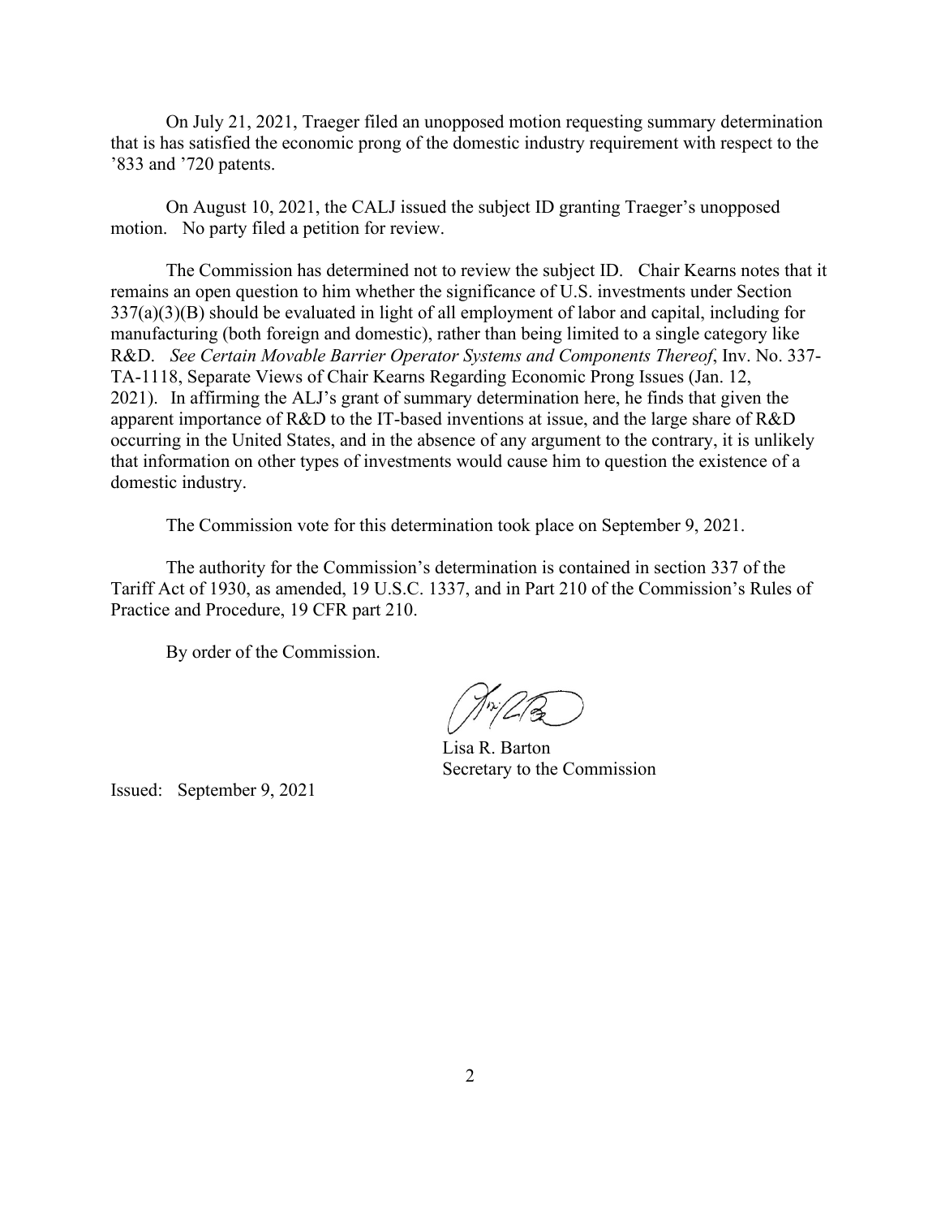On July 21, 2021, Traeger filed an unopposed motion requesting summary determination that is has satisfied the economic prong of the domestic industry requirement with respect to the ’833 and ’720 patents.

On August 10, 2021, the CALJ issued the subject ID granting Traeger’s unopposed motion. No party filed a petition for review.

The Commission has determined not to review the subject ID. Chair Kearns notes that it remains an open question to him whether the significance of U.S. investments under Section 337(a)(3)(B) should be evaluated in light of all employment of labor and capital, including for manufacturing (both foreign and domestic), rather than being limited to a single category like R&D. *See Certain Movable Barrier Operator Systems and Components Thereof*, Inv. No. 337-TA-1118, Separate Views of Chair Kearns Regarding Economic Prong Issues (Jan. 12, 2021). In affirming the ALJ’s grant of summary determination here, he finds that given the apparent importance of R&D to the IT-based inventions at issue, and the large share of R&D occurring in the United States, and in the absence of any argument to the contrary, it is unlikely that information on other types of investments would cause him to question the existence of a domestic industry.

The Commission vote for this determination took place on September 9, 2021.

The authority for the Commission’s determination is contained in section 337 of the Tariff Act of 1930, as amended, 19 U.S.C. 1337, and in Part 210 of the Commission’s Rules of Practice and Procedure, 19 CFR part 210.

By order of the Commission.

Lisa R. Barton
Secretary to the Commission

Issued: September 9, 2021